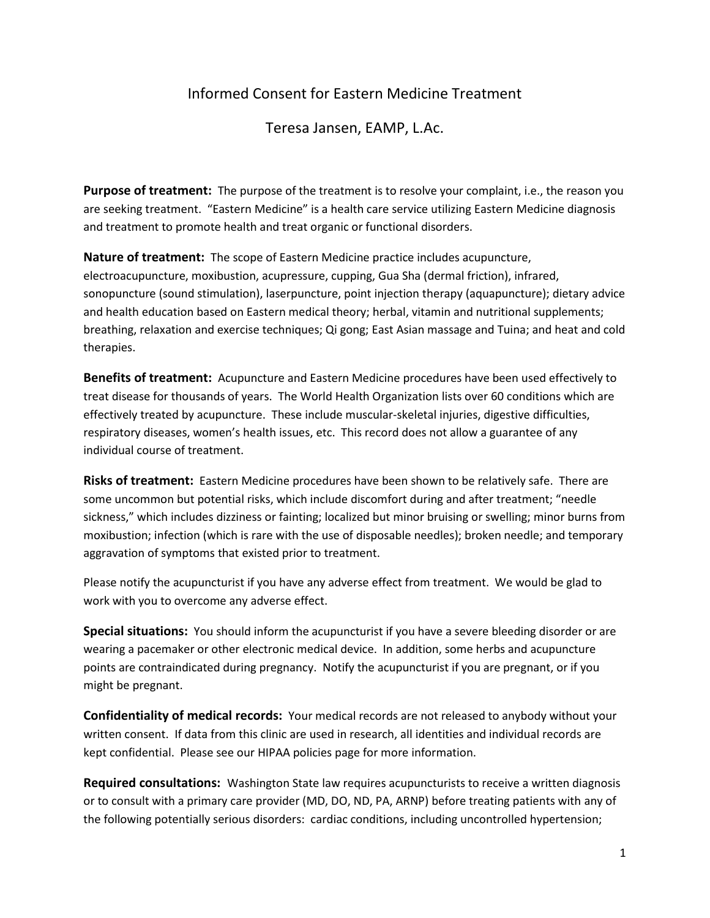# Informed Consent for Eastern Medicine Treatment

## Teresa Jansen, EAMP, L.Ac.

**Purpose of treatment:** The purpose of the treatment is to resolve your complaint, i.e., the reason you are seeking treatment. "Eastern Medicine" is a health care service utilizing Eastern Medicine diagnosis and treatment to promote health and treat organic or functional disorders.

**Nature of treatment:** The scope of Eastern Medicine practice includes acupuncture, electroacupuncture, moxibustion, acupressure, cupping, Gua Sha (dermal friction), infrared, sonopuncture (sound stimulation), laserpuncture, point injection therapy (aquapuncture); dietary advice and health education based on Eastern medical theory; herbal, vitamin and nutritional supplements; breathing, relaxation and exercise techniques; Qi gong; East Asian massage and Tuina; and heat and cold therapies.

**Benefits of treatment:** Acupuncture and Eastern Medicine procedures have been used effectively to treat disease for thousands of years. The World Health Organization lists over 60 conditions which are effectively treated by acupuncture. These include muscular-skeletal injuries, digestive difficulties, respiratory diseases, women's health issues, etc. This record does not allow a guarantee of any individual course of treatment.

**Risks of treatment:** Eastern Medicine procedures have been shown to be relatively safe. There are some uncommon but potential risks, which include discomfort during and after treatment; "needle sickness," which includes dizziness or fainting; localized but minor bruising or swelling; minor burns from moxibustion; infection (which is rare with the use of disposable needles); broken needle; and temporary aggravation of symptoms that existed prior to treatment.

Please notify the acupuncturist if you have any adverse effect from treatment. We would be glad to work with you to overcome any adverse effect.

**Special situations:** You should inform the acupuncturist if you have a severe bleeding disorder or are wearing a pacemaker or other electronic medical device. In addition, some herbs and acupuncture points are contraindicated during pregnancy. Notify the acupuncturist if you are pregnant, or if you might be pregnant.

**Confidentiality of medical records:** Your medical records are not released to anybody without your written consent. If data from this clinic are used in research, all identities and individual records are kept confidential. Please see our HIPAA policies page for more information.

**Required consultations:** Washington State law requires acupuncturists to receive a written diagnosis or to consult with a primary care provider (MD, DO, ND, PA, ARNP) before treating patients with any of the following potentially serious disorders: cardiac conditions, including uncontrolled hypertension;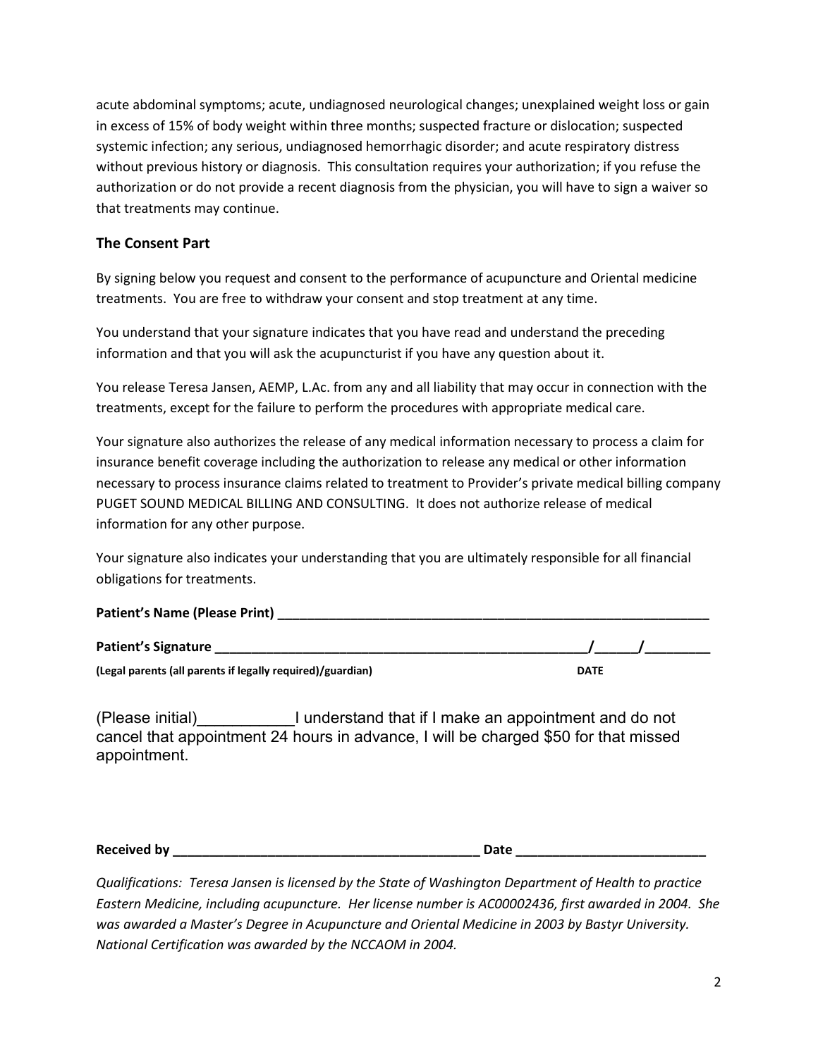acute abdominal symptoms; acute, undiagnosed neurological changes; unexplained weight loss or gain in excess of 15% of body weight within three months; suspected fracture or dislocation; suspected systemic infection; any serious, undiagnosed hemorrhagic disorder; and acute respiratory distress without previous history or diagnosis. This consultation requires your authorization; if you refuse the authorization or do not provide a recent diagnosis from the physician, you will have to sign a waiver so that treatments may continue.

### The Consent Part

By signing below you request and consent to the performance of acupuncture and Oriental medicine treatments. You are free to withdraw your consent and stop treatment at any time.

You understand that your signature indicates that you have read and understand the preceding information and that you will ask the acupuncturist if you have any question about it.

You release Teresa Jansen, AEMP, L.Ac. from any and all liability that may occur in connection with the treatments, except for the failure to perform the procedures with appropriate medical care.

Your signature also authorizes the release of any medical information necessary to process a claim for insurance benefit coverage including the authorization to release any medical or other information necessary to process insurance claims related to treatment to Provider's private medical billing company PUGET SOUND MEDICAL BILLING AND CONSULTING. It does not authorize release of medical information for any other purpose.

Your signature also indicates your understanding that you are ultimately responsible for all financial obligations for treatments.

**Patient's Name (Please Print)** ____________________________________________________________

**Patient's Signature** ____________________________________________________/______/________

**(Legal parents (all parents if legally required)/guardian)** **DATE**

(Please initial)___________I understand that if I make an appointment and do not cancel that appointment 24 hours in advance, I will be charged $50 for that missed appointment.

**Received by** __________________________________________ **Date** __________________________

*Qualifications: Teresa Jansen is licensed by the State of Washington Department of Health to practice Eastern Medicine, including acupuncture. Her license number is AC00002436, first awarded in 2004. She was awarded a Master's Degree in Acupuncture and Oriental Medicine in 2003 by Bastyr University. National Certification was awarded by the NCCAOM in 2004.*